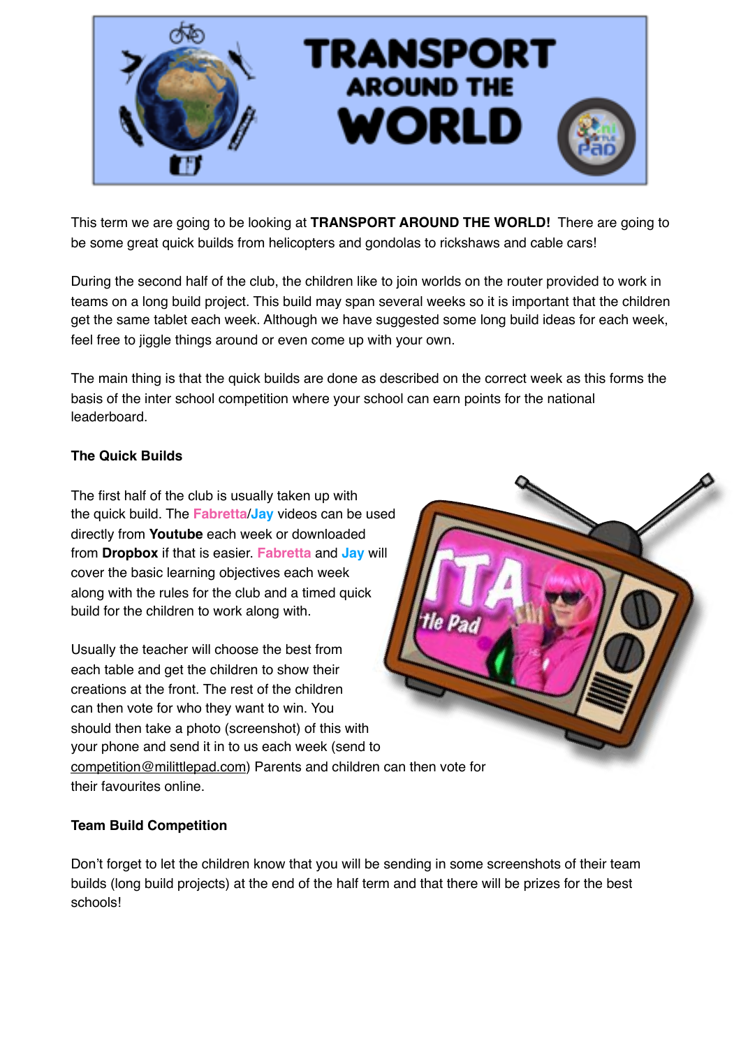# TRANSPORT AROUND THE WORLD

This term we are going to be looking at **TRANSPORT AROUND THE WORLD!** There are going to be some great quick builds from helicopters and gondolas to rickshaws and cable cars!

During the second half of the club, the children like to join worlds on the router provided to work in teams on a long build project. This build may span several weeks so it is important that the children get the same tablet each week. Although we have suggested some long build ideas for each week, feel free to jiggle things around or even come up with your own.

The main thing is that the quick builds are done as described on the correct week as this forms the basis of the inter school competition where your school can earn points for the national leaderboard.

**The Quick Builds**

The first half of the club is usually taken up with the quick build. The **Fabretta**/**Jay** videos can be used directly from **Youtube** each week or downloaded from **Dropbox** if that is easier. **Fabretta** and **Jay** will cover the basic learning objectives each week along with the rules for the club and a timed quick build for the children to work along with.

Usually the teacher will choose the best from each table and get the children to show their creations at the front. The rest of the children can then vote for who they want to win. You should then take a photo (screenshot) of this with your phone and send it in to us each week (send to competition@milittlepad.com) Parents and children can then vote for their favourites online.

**Team Build Competition**

Don't forget to let the children know that you will be sending in some screenshots of their team builds (long build projects) at the end of the half term and that there will be prizes for the best schools!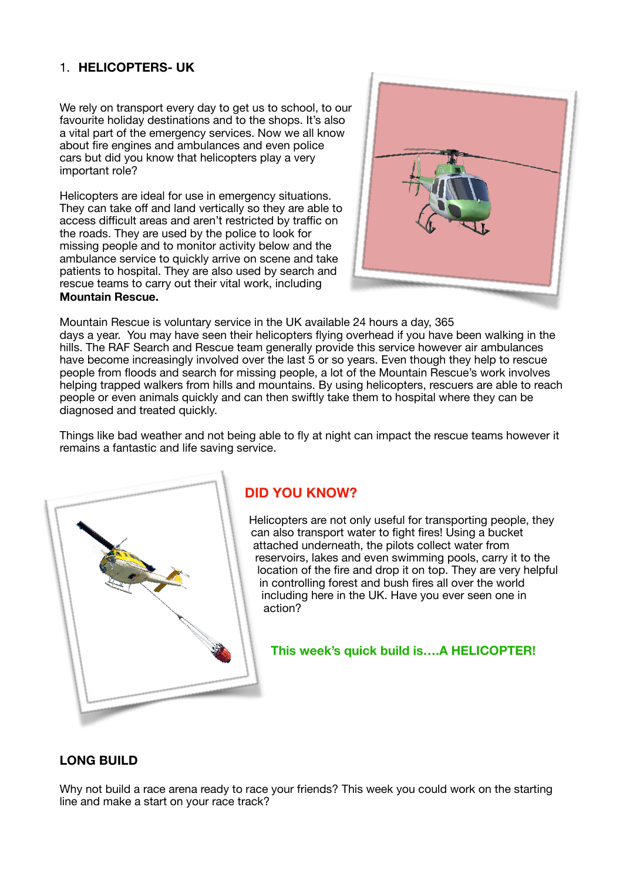## 1. HELICOPTERS- UK

We rely on transport every day to get us to school, to our favourite holiday destinations and to the shops. It's also a vital part of the emergency services. Now we all know about fire engines and ambulances and even police cars but did you know that helicopters play a very important role?

Helicopters are ideal for use in emergency situations. They can take off and land vertically so they are able to access difficult areas and aren't restricted by traffic on the roads. They are used by the police to look for missing people and to monitor activity below and the ambulance service to quickly arrive on scene and take patients to hospital. They are also used by search and rescue teams to carry out their vital work, including **Mountain Rescue.**

Mountain Rescue is voluntary service in the UK available 24 hours a day, 365 days a year. You may have seen their helicopters flying overhead if you have been walking in the hills. The RAF Search and Rescue team generally provide this service however air ambulances have become increasingly involved over the last 5 or so years. Even though they help to rescue people from floods and search for missing people, a lot of the Mountain Rescue's work involves helping trapped walkers from hills and mountains. By using helicopters, rescuers are able to reach people or even animals quickly and can then swiftly take them to hospital where they can be diagnosed and treated quickly.

Things like bad weather and not being able to fly at night can impact the rescue teams however it remains a fantastic and life saving service.

### DID YOU KNOW?

Helicopters are not only useful for transporting people, they can also transport water to fight fires! Using a bucket attached underneath, the pilots collect water from reservoirs, lakes and even swimming pools, carry it to the location of the fire and drop it on top. They are very helpful in controlling forest and bush fires all over the world including here in the UK. Have you ever seen one in action?

**This week's quick build is….A HELICOPTER!**

### LONG BUILD

Why not build a race arena ready to race your friends? This week you could work on the starting line and make a start on your race track?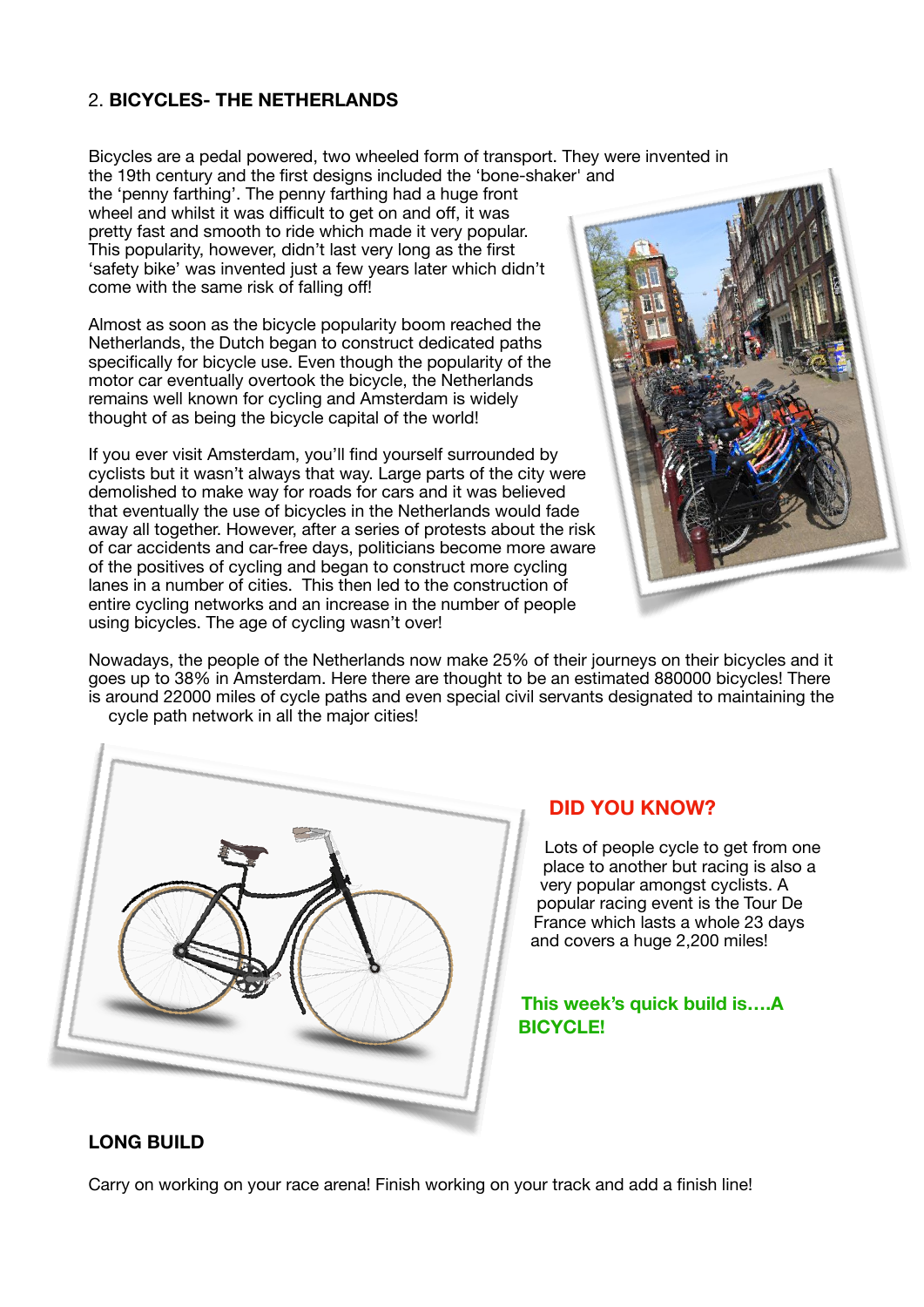## 2. **BICYCLES- THE NETHERLANDS**

Bicycles are a pedal powered, two wheeled form of transport. They were invented in the 19th century and the first designs included the 'bone-shaker' and the 'penny farthing'. The penny farthing had a huge front wheel and whilst it was difficult to get on and off, it was pretty fast and smooth to ride which made it very popular. This popularity, however, didn't last very long as the first 'safety bike' was invented just a few years later which didn't come with the same risk of falling off!

Almost as soon as the bicycle popularity boom reached the Netherlands, the Dutch began to construct dedicated paths specifically for bicycle use. Even though the popularity of the motor car eventually overtook the bicycle, the Netherlands remains well known for cycling and Amsterdam is widely thought of as being the bicycle capital of the world!

If you ever visit Amsterdam, you'll find yourself surrounded by cyclists but it wasn't always that way. Large parts of the city were demolished to make way for roads for cars and it was believed that eventually the use of bicycles in the Netherlands would fade away all together. However, after a series of protests about the risk of car accidents and car-free days, politicians become more aware of the positives of cycling and began to construct more cycling lanes in a number of cities. This then led to the construction of entire cycling networks and an increase in the number of people using bicycles. The age of cycling wasn't over!

Nowadays, the people of the Netherlands now make 25% of their journeys on their bicycles and it goes up to 38% in Amsterdam. Here there are thought to be an estimated 880000 bicycles! There is around 22000 miles of cycle paths and even special civil servants designated to maintaining the cycle path network in all the major cities!

### DID YOU KNOW?

Lots of people cycle to get from one place to another but racing is also a very popular amongst cyclists. A popular racing event is the Tour De France which lasts a whole 23 days and covers a huge 2,200 miles!

**This week's quick build is….A BICYCLE!**

### LONG BUILD

Carry on working on your race arena! Finish working on your track and add a finish line!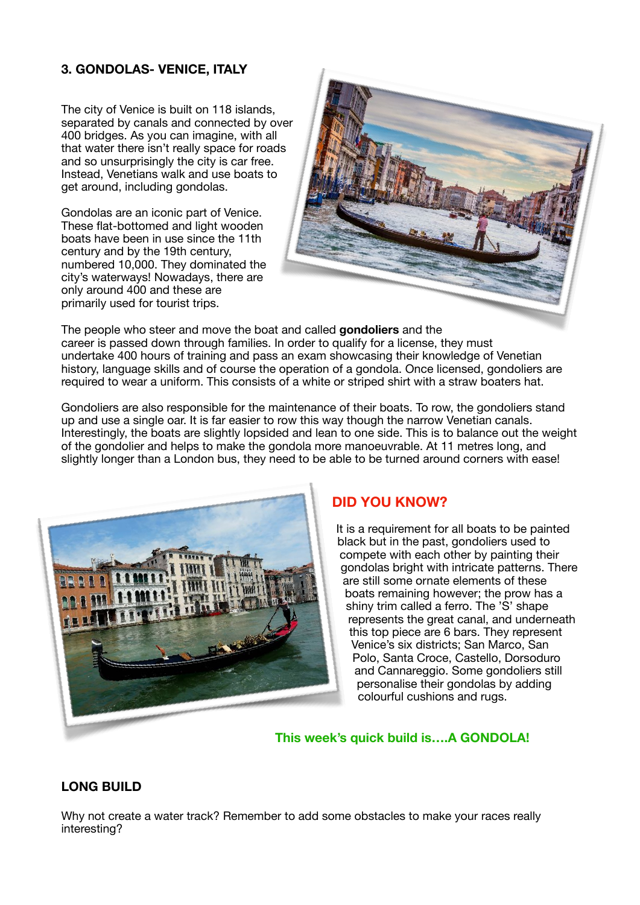### 3. GONDOLAS- VENICE, ITALY

The city of Venice is built on 118 islands, separated by canals and connected by over 400 bridges. As you can imagine, with all that water there isn't really space for roads and so unsurprisingly the city is car free. Instead, Venetians walk and use boats to get around, including gondolas.

Gondolas are an iconic part of Venice. These flat-bottomed and light wooden boats have been in use since the 11th century and by the 19th century, numbered 10,000. They dominated the city's waterways! Nowadays, there are only around 400 and these are primarily used for tourist trips.

The people who steer and move the boat and called **gondoliers** and the career is passed down through families. In order to qualify for a license, they must undertake 400 hours of training and pass an exam showcasing their knowledge of Venetian history, language skills and of course the operation of a gondola. Once licensed, gondoliers are required to wear a uniform. This consists of a white or striped shirt with a straw boaters hat.

Gondoliers are also responsible for the maintenance of their boats. To row, the gondoliers stand up and use a single oar. It is far easier to row this way though the narrow Venetian canals. Interestingly, the boats are slightly lopsided and lean to one side. This is to balance out the weight of the gondolier and helps to make the gondola more manoeuvrable. At 11 metres long, and slightly longer than a London bus, they need to be able to be turned around corners with ease!

## DID YOU KNOW?

It is a requirement for all boats to be painted black but in the past, gondoliers used to compete with each other by painting their gondolas bright with intricate patterns. There are still some ornate elements of these boats remaining however; the prow has a shiny trim called a ferro. The 'S' shape represents the great canal, and underneath this top piece are 6 bars. They represent Venice's six districts; San Marco, San Polo, Santa Croce, Castello, Dorsoduro and Cannareggio. Some gondoliers still personalise their gondolas by adding colourful cushions and rugs.

**This week's quick build is....A GONDOLA!**

### LONG BUILD

Why not create a water track? Remember to add some obstacles to make your races really interesting?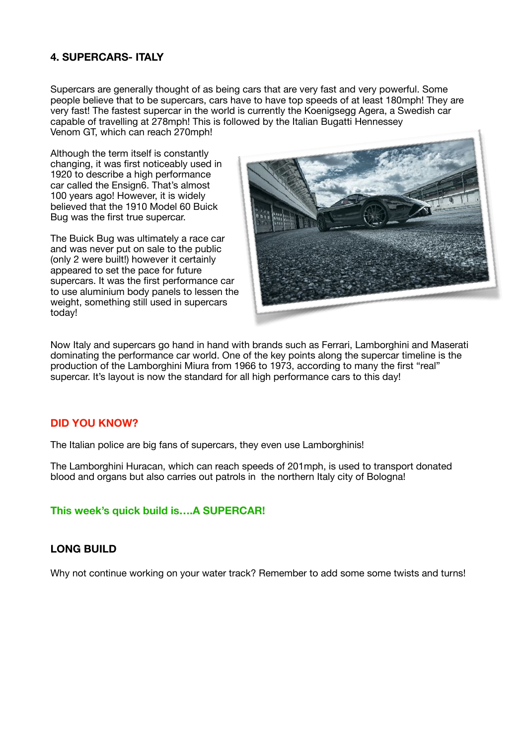### 4. SUPERCARS- ITALY

Supercars are generally thought of as being cars that are very fast and very powerful. Some people believe that to be supercars, cars have to have top speeds of at least 180mph! They are very fast! The fastest supercar in the world is currently the Koenigsegg Agera, a Swedish car capable of travelling at 278mph! This is followed by the Italian Bugatti Hennessey Venom GT, which can reach 270mph!

Although the term itself is constantly changing, it was first noticeably used in 1920 to describe a high performance car called the Ensign6. That's almost 100 years ago! However, it is widely believed that the 1910 Model 60 Buick Bug was the first true supercar.

The Buick Bug was ultimately a race car and was never put on sale to the public (only 2 were built!) however it certainly appeared to set the pace for future supercars. It was the first performance car to use aluminium body panels to lessen the weight, something still used in supercars today!

Now Italy and supercars go hand in hand with brands such as Ferrari, Lamborghini and Maserati dominating the performance car world. One of the key points along the supercar timeline is the production of the Lamborghini Miura from 1966 to 1973, according to many the first "real" supercar. It's layout is now the standard for all high performance cars to this day!

### DID YOU KNOW?

The Italian police are big fans of supercars, they even use Lamborghinis!

The Lamborghini Huracan, which can reach speeds of 201mph, is used to transport donated blood and organs but also carries out patrols in the northern Italy city of Bologna!

### This week's quick build is….A SUPERCAR!

### LONG BUILD

Why not continue working on your water track? Remember to add some some twists and turns!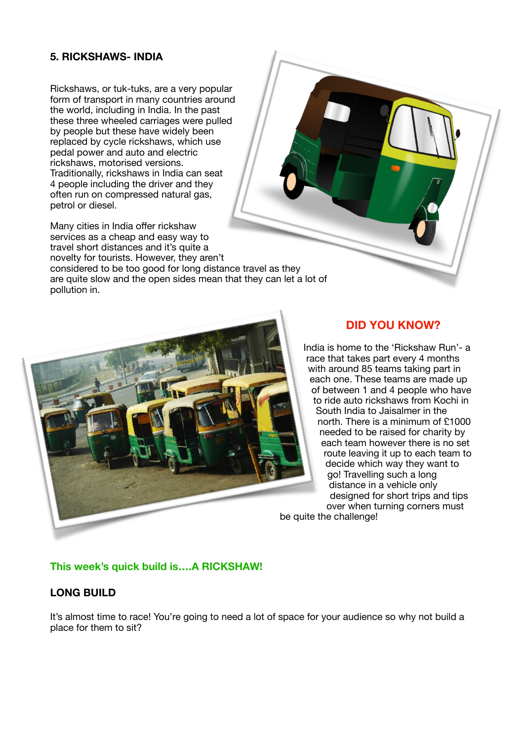## 5. RICKSHAWS- INDIA

Rickshaws, or tuk-tuks, are a very popular form of transport in many countries around the world, including in India. In the past these three wheeled carriages were pulled by people but these have widely been replaced by cycle rickshaws, which use pedal power and auto and electric rickshaws, motorised versions. Traditionally, rickshaws in India can seat 4 people including the driver and they often run on compressed natural gas, petrol or diesel.

Many cities in India offer rickshaw services as a cheap and easy way to travel short distances and it's quite a novelty for tourists. However, they aren't considered to be too good for long distance travel as they are quite slow and the open sides mean that they can let a lot of pollution in.

### DID YOU KNOW?

India is home to the 'Rickshaw Run'- a race that takes part every 4 months with around 85 teams taking part in each one. These teams are made up of between 1 and 4 people who have to ride auto rickshaws from Kochi in South India to Jaisalmer in the north. There is a minimum of £1000 needed to be raised for charity by each team however there is no set route leaving it up to each team to decide which way they want to go! Travelling such a long distance in a vehicle only designed for short trips and tips over when turning corners must be quite the challenge!

**This week's quick build is….A RICKSHAW!**

### LONG BUILD

It's almost time to race! You're going to need a lot of space for your audience so why not build a place for them to sit?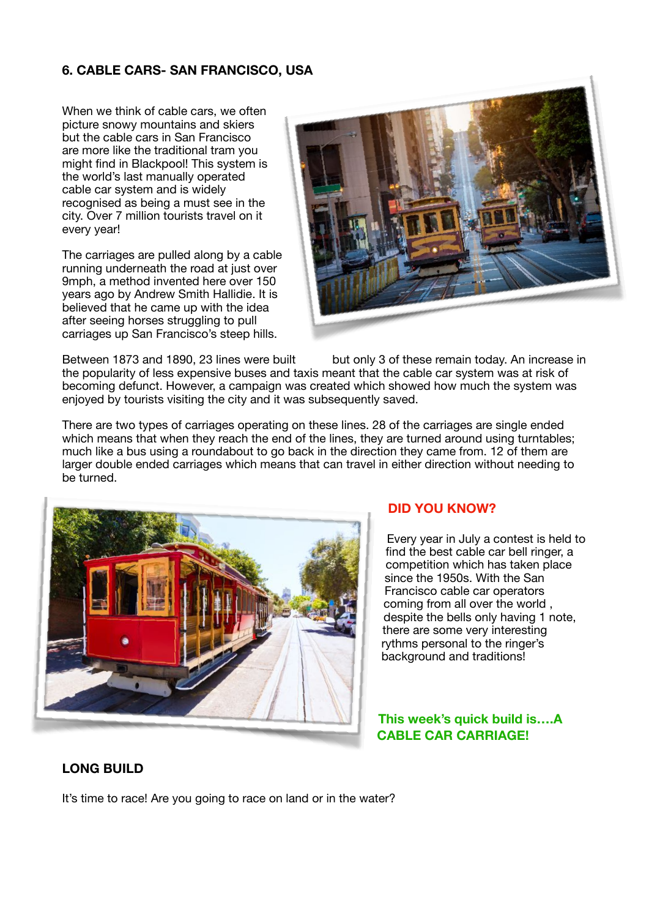### 6. CABLE CARS- SAN FRANCISCO, USA

When we think of cable cars, we often picture snowy mountains and skiers but the cable cars in San Francisco are more like the traditional tram you might find in Blackpool! This system is the world's last manually operated cable car system and is widely recognised as being a must see in the city. Over 7 million tourists travel on it every year!

The carriages are pulled along by a cable running underneath the road at just over 9mph, a method invented here over 150 years ago by Andrew Smith Hallidie. It is believed that he came up with the idea after seeing horses struggling to pull carriages up San Francisco's steep hills.

Between 1873 and 1890, 23 lines were built but only 3 of these remain today. An increase in the popularity of less expensive buses and taxis meant that the cable car system was at risk of becoming defunct. However, a campaign was created which showed how much the system was enjoyed by tourists visiting the city and it was subsequently saved.

There are two types of carriages operating on these lines. 28 of the carriages are single ended which means that when they reach the end of the lines, they are turned around using turntables; much like a bus using a roundabout to go back in the direction they came from. 12 of them are larger double ended carriages which means that can travel in either direction without needing to be turned.

**DID YOU KNOW?**

Every year in July a contest is held to find the best cable car bell ringer, a competition which has taken place since the 1950s. With the San Francisco cable car operators coming from all over the world , despite the bells only having 1 note, there are some very interesting rythms personal to the ringer's background and traditions!

**This week's quick build is….A CABLE CAR CARRIAGE!**

### LONG BUILD

It's time to race! Are you going to race on land or in the water?